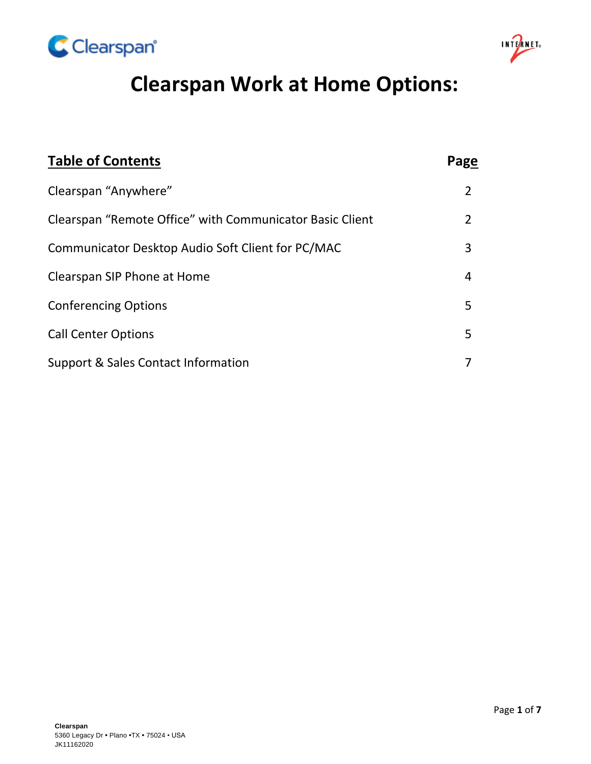# Clearspan Work at Home Options:

| **Table of Contents** | **Page** |
|---|---|
| Clearspan "Anywhere" | 2 |
| Clearspan "Remote Office" with Communicator Basic Client | 2 |
| Communicator Desktop Audio Soft Client for PC/MAC | 3 |
| Clearspan SIP Phone at Home | 4 |
| Conferencing Options | 5 |
| Call Center Options | 5 |
| Support & Sales Contact Information | 7 |

**Clearspan**
5360 Legacy Dr • Plano •TX • 75024 • USA
JK11162020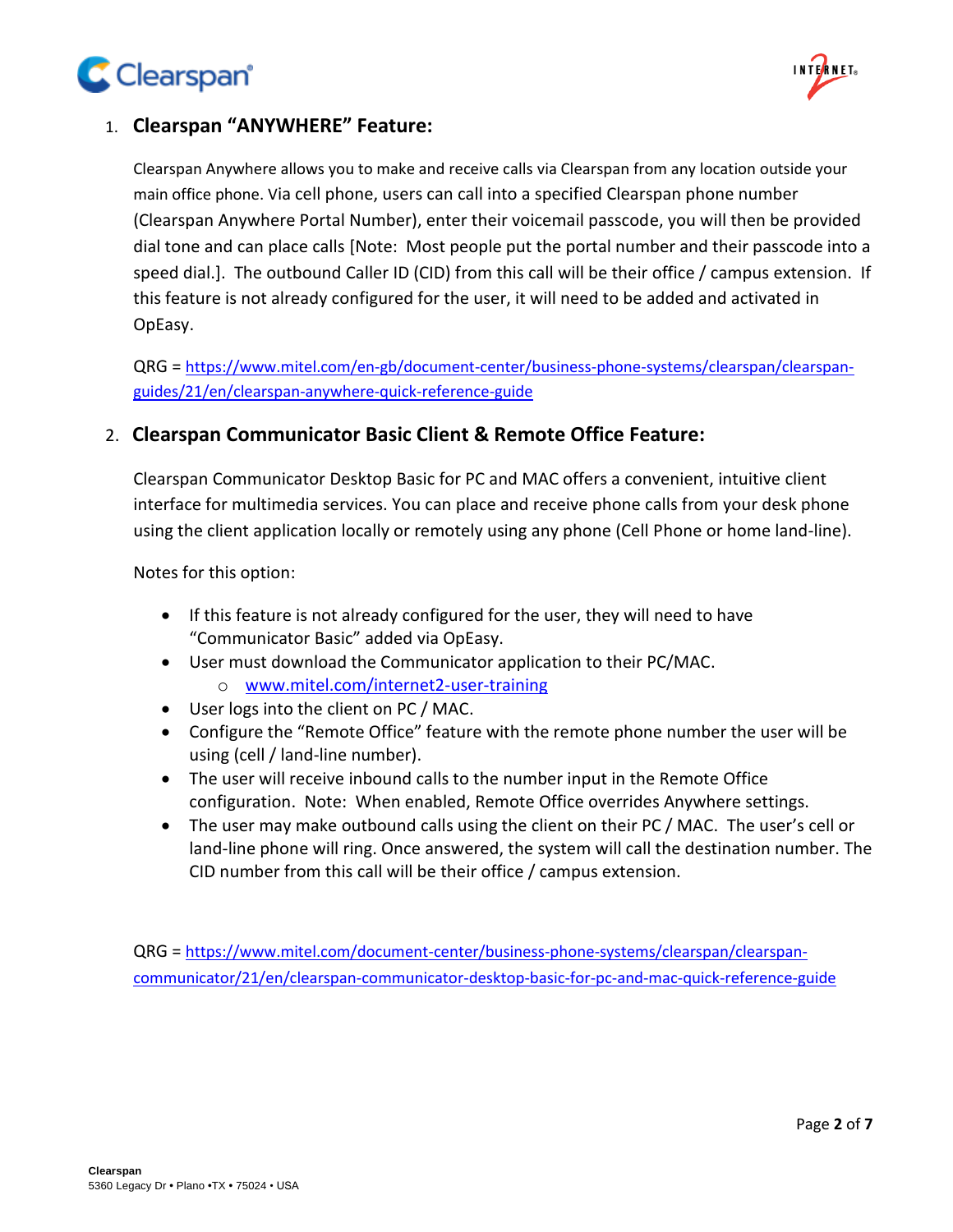## 1. Clearspan "ANYWHERE" Feature:

Clearspan Anywhere allows you to make and receive calls via Clearspan from any location outside your main office phone. Via cell phone, users can call into a specified Clearspan phone number (Clearspan Anywhere Portal Number), enter their voicemail passcode, you will then be provided dial tone and can place calls [Note: Most people put the portal number and their passcode into a speed dial.]. The outbound Caller ID (CID) from this call will be their office / campus extension. If this feature is not already configured for the user, it will need to be added and activated in OpEasy.

QRG = https://www.mitel.com/en-gb/document-center/business-phone-systems/clearspan/clearspan-guides/21/en/clearspan-anywhere-quick-reference-guide

## 2. Clearspan Communicator Basic Client & Remote Office Feature:

Clearspan Communicator Desktop Basic for PC and MAC offers a convenient, intuitive client interface for multimedia services. You can place and receive phone calls from your desk phone using the client application locally or remotely using any phone (Cell Phone or home land-line).

Notes for this option:

- If this feature is not already configured for the user, they will need to have "Communicator Basic" added via OpEasy.
- User must download the Communicator application to their PC/MAC.
  - www.mitel.com/internet2-user-training
- User logs into the client on PC / MAC.
- Configure the "Remote Office" feature with the remote phone number the user will be using (cell / land-line number).
- The user will receive inbound calls to the number input in the Remote Office configuration. Note: When enabled, Remote Office overrides Anywhere settings.
- The user may make outbound calls using the client on their PC / MAC. The user's cell or land-line phone will ring. Once answered, the system will call the destination number. The CID number from this call will be their office / campus extension.

QRG = https://www.mitel.com/document-center/business-phone-systems/clearspan/clearspan-communicator/21/en/clearspan-communicator-desktop-basic-for-pc-and-mac-quick-reference-guide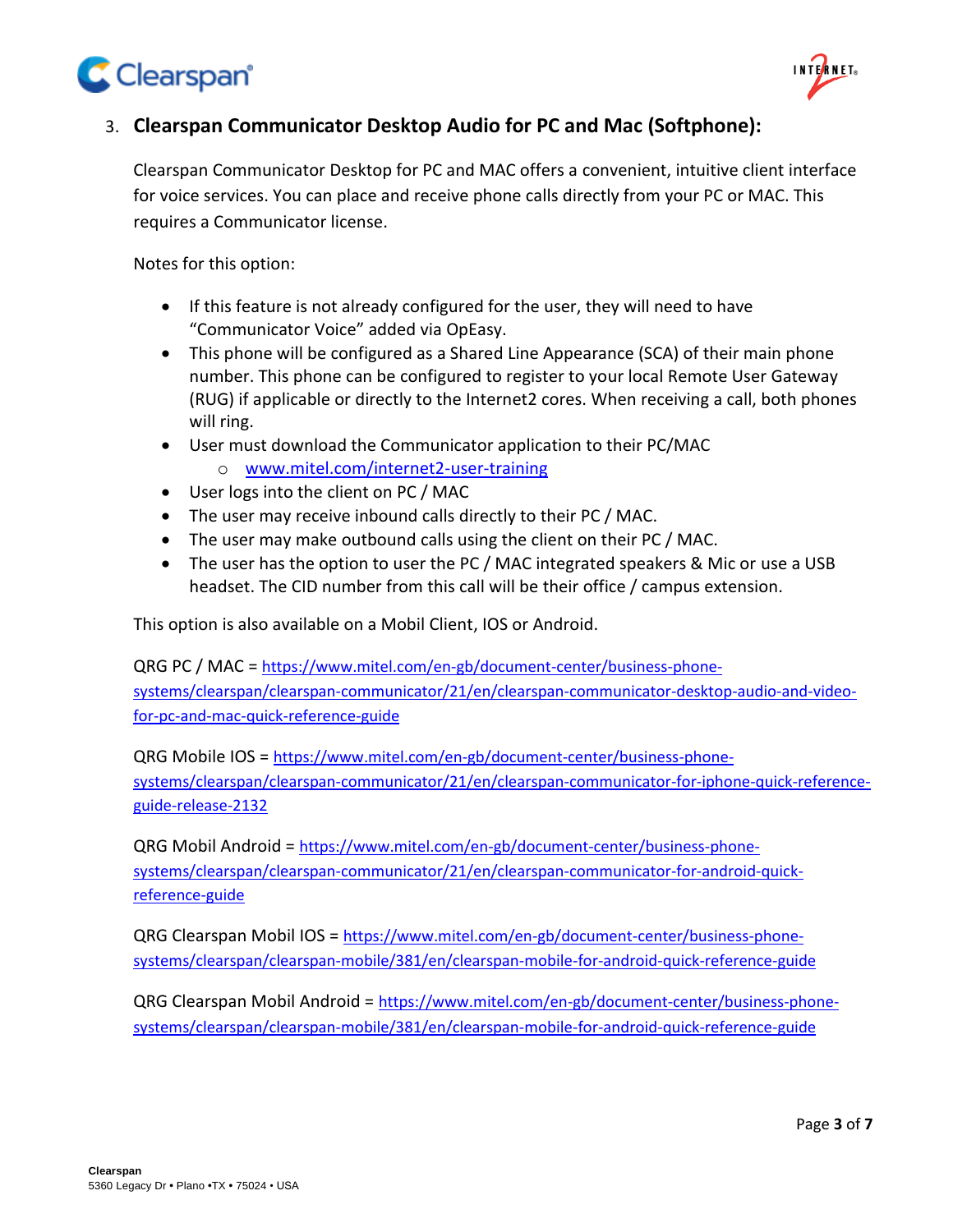### 3. Clearspan Communicator Desktop Audio for PC and Mac (Softphone):

Clearspan Communicator Desktop for PC and MAC offers a convenient, intuitive client interface for voice services. You can place and receive phone calls directly from your PC or MAC. This requires a Communicator license.

Notes for this option:

- If this feature is not already configured for the user, they will need to have "Communicator Voice" added via OpEasy.
- This phone will be configured as a Shared Line Appearance (SCA) of their main phone number. This phone can be configured to register to your local Remote User Gateway (RUG) if applicable or directly to the Internet2 cores. When receiving a call, both phones will ring.
- User must download the Communicator application to their PC/MAC
  - [www.mitel.com/internet2-user-training](www.mitel.com/internet2-user-training)
- User logs into the client on PC / MAC
- The user may receive inbound calls directly to their PC / MAC.
- The user may make outbound calls using the client on their PC / MAC.
- The user has the option to user the PC / MAC integrated speakers & Mic or use a USB headset. The CID number from this call will be their office / campus extension.

This option is also available on a Mobil Client, IOS or Android.

QRG PC / MAC = [https://www.mitel.com/en-gb/document-center/business-phone-systems/clearspan/clearspan-communicator/21/en/clearspan-communicator-desktop-audio-and-video-for-pc-and-mac-quick-reference-guide](https://www.mitel.com/en-gb/document-center/business-phone-systems/clearspan/clearspan-communicator/21/en/clearspan-communicator-desktop-audio-and-video-for-pc-and-mac-quick-reference-guide)

QRG Mobile IOS = [https://www.mitel.com/en-gb/document-center/business-phone-systems/clearspan/clearspan-communicator/21/en/clearspan-communicator-for-iphone-quick-reference-guide-release-2132](https://www.mitel.com/en-gb/document-center/business-phone-systems/clearspan/clearspan-communicator/21/en/clearspan-communicator-for-iphone-quick-reference-guide-release-2132)

QRG Mobil Android = [https://www.mitel.com/en-gb/document-center/business-phone-systems/clearspan/clearspan-communicator/21/en/clearspan-communicator-for-android-quick-reference-guide](https://www.mitel.com/en-gb/document-center/business-phone-systems/clearspan/clearspan-communicator/21/en/clearspan-communicator-for-android-quick-reference-guide)

QRG Clearspan Mobil IOS = [https://www.mitel.com/en-gb/document-center/business-phone-systems/clearspan/clearspan-mobile/381/en/clearspan-mobile-for-android-quick-reference-guide](https://www.mitel.com/en-gb/document-center/business-phone-systems/clearspan/clearspan-mobile/381/en/clearspan-mobile-for-android-quick-reference-guide)

QRG Clearspan Mobil Android = [https://www.mitel.com/en-gb/document-center/business-phone-systems/clearspan/clearspan-mobile/381/en/clearspan-mobile-for-android-quick-reference-guide](https://www.mitel.com/en-gb/document-center/business-phone-systems/clearspan/clearspan-mobile/381/en/clearspan-mobile-for-android-quick-reference-guide)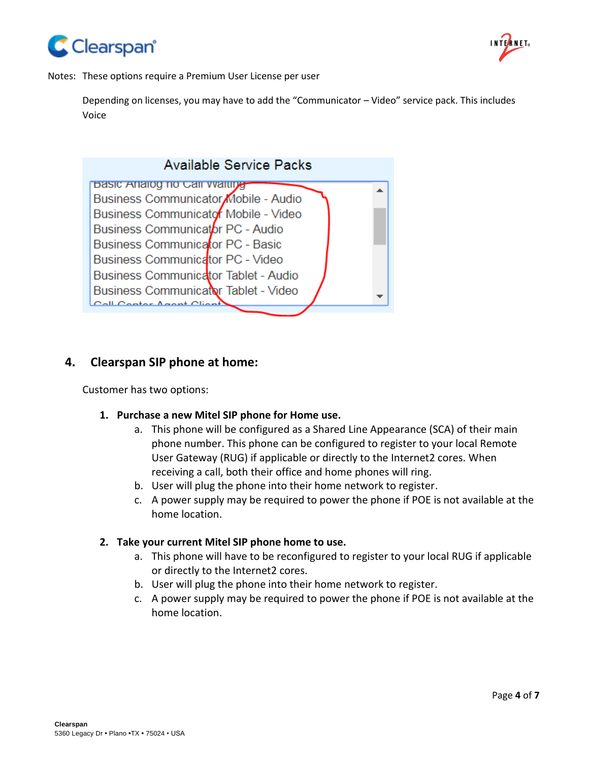Notes: These options require a Premium User License per user

Depending on licenses, you may have to add the "Communicator – Video" service pack. This includes Voice

**Available Service Packs**

- Basic Analog no Call Waiting
- Business Communicator Mobile - Audio
- Business Communicator Mobile - Video
- Business Communicator PC - Audio
- Business Communicator PC - Basic
- Business Communicator PC - Video
- Business Communicator Tablet - Audio
- Business Communicator Tablet - Video
- Call Center Agent Client

## 4. Clearspan SIP phone at home:

Customer has two options:

1. **Purchase a new Mitel SIP phone for Home use.**
   a. This phone will be configured as a Shared Line Appearance (SCA) of their main phone number. This phone can be configured to register to your local Remote User Gateway (RUG) if applicable or directly to the Internet2 cores. When receiving a call, both their office and home phones will ring.
   b. User will plug the phone into their home network to register.
   c. A power supply may be required to power the phone if POE is not available at the home location.

2. **Take your current Mitel SIP phone home to use.**
   a. This phone will have to be reconfigured to register to your local RUG if applicable or directly to the Internet2 cores.
   b. User will plug the phone into their home network to register.
   c. A power supply may be required to power the phone if POE is not available at the home location.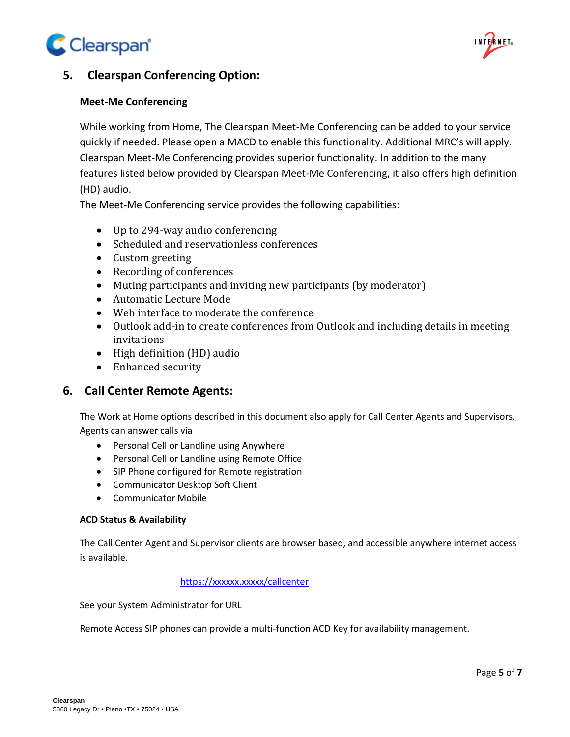## 5. Clearspan Conferencing Option:

### Meet-Me Conferencing

While working from Home, The Clearspan Meet-Me Conferencing can be added to your service quickly if needed. Please open a MACD to enable this functionality. Additional MRC's will apply. Clearspan Meet-Me Conferencing provides superior functionality. In addition to the many features listed below provided by Clearspan Meet-Me Conferencing, it also offers high definition (HD) audio.

The Meet-Me Conferencing service provides the following capabilities:

- Up to 294-way audio conferencing
- Scheduled and reservationless conferences
- Custom greeting
- Recording of conferences
- Muting participants and inviting new participants (by moderator)
- Automatic Lecture Mode
- Web interface to moderate the conference
- Outlook add-in to create conferences from Outlook and including details in meeting invitations
- High definition (HD) audio
- Enhanced security

## 6. Call Center Remote Agents:

The Work at Home options described in this document also apply for Call Center Agents and Supervisors. Agents can answer calls via

- Personal Cell or Landline using Anywhere
- Personal Cell or Landline using Remote Office
- SIP Phone configured for Remote registration
- Communicator Desktop Soft Client
- Communicator Mobile

### ACD Status & Availability

The Call Center Agent and Supervisor clients are browser based, and accessible anywhere internet access is available.

https://xxxxxx.xxxxx/callcenter

See your System Administrator for URL

Remote Access SIP phones can provide a multi-function ACD Key for availability management.

**Clearspan**
5360 Legacy Dr • Plano •TX • 75024 • USA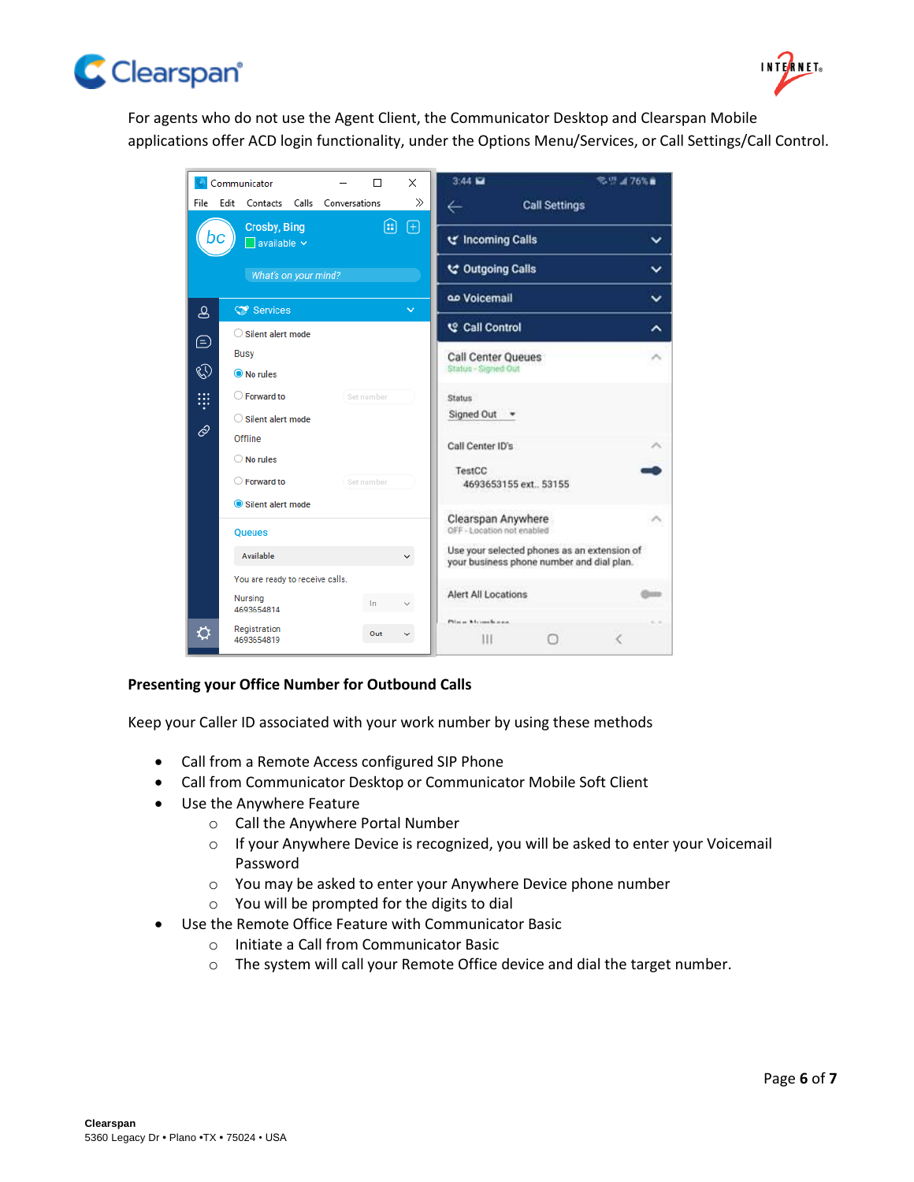For agents who do not use the Agent Client, the Communicator Desktop and Clearspan Mobile applications offer ACD login functionality, under the Options Menu/Services, or Call Settings/Call Control.

### Presenting your Office Number for Outbound Calls

Keep your Caller ID associated with your work number by using these methods

- Call from a Remote Access configured SIP Phone
- Call from Communicator Desktop or Communicator Mobile Soft Client
- Use the Anywhere Feature
  - Call the Anywhere Portal Number
  - If your Anywhere Device is recognized, you will be asked to enter your Voicemail Password
  - You may be asked to enter your Anywhere Device phone number
  - You will be prompted for the digits to dial
- Use the Remote Office Feature with Communicator Basic
  - Initiate a Call from Communicator Basic
  - The system will call your Remote Office device and dial the target number.

**Clearspan**
5360 Legacy Dr • Plano •TX • 75024 • USA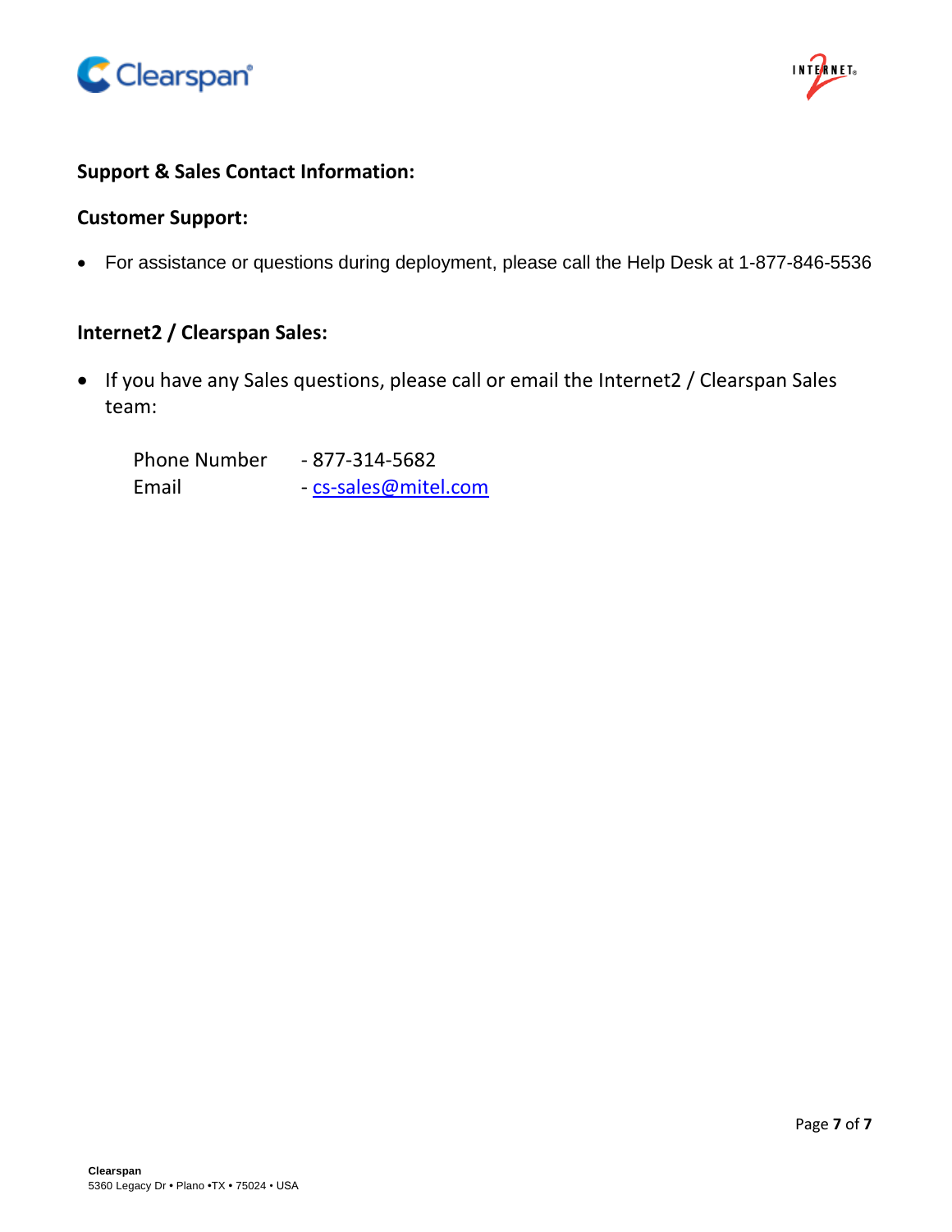**Support & Sales Contact Information:**

**Customer Support:**

- For assistance or questions during deployment, please call the Help Desk at 1-877-846-5536

**Internet2 / Clearspan Sales:**

- If you have any Sales questions, please call or email the Internet2 / Clearspan Sales team:

  Phone Number - 877-314-5682
  Email - cs-sales@mitel.com

**Clearspan**
5360 Legacy Dr • Plano •TX • 75024 • USA